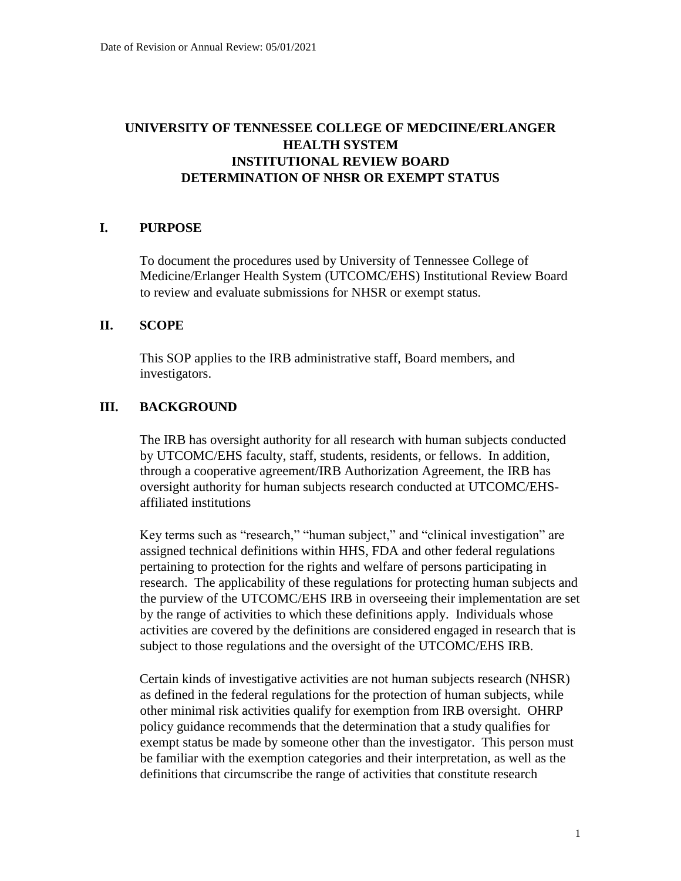Date of Revision or Annual Review: 05/01/2021

# UNIVERSITY OF TENNESSEE COLLEGE OF MEDCIINE/ERLANGER HEALTH SYSTEM INSTITUTIONAL REVIEW BOARD DETERMINATION OF NHSR OR EXEMPT STATUS

## I. PURPOSE

To document the procedures used by University of Tennessee College of Medicine/Erlanger Health System (UTCOMC/EHS) Institutional Review Board to review and evaluate submissions for NHSR or exempt status.

## II. SCOPE

This SOP applies to the IRB administrative staff, Board members, and investigators.

## III. BACKGROUND

The IRB has oversight authority for all research with human subjects conducted by UTCOMC/EHS faculty, staff, students, residents, or fellows. In addition, through a cooperative agreement/IRB Authorization Agreement, the IRB has oversight authority for human subjects research conducted at UTCOMC/EHS-affiliated institutions

Key terms such as "research," "human subject," and "clinical investigation" are assigned technical definitions within HHS, FDA and other federal regulations pertaining to protection for the rights and welfare of persons participating in research. The applicability of these regulations for protecting human subjects and the purview of the UTCOMC/EHS IRB in overseeing their implementation are set by the range of activities to which these definitions apply. Individuals whose activities are covered by the definitions are considered engaged in research that is subject to those regulations and the oversight of the UTCOMC/EHS IRB.

Certain kinds of investigative activities are not human subjects research (NHSR) as defined in the federal regulations for the protection of human subjects, while other minimal risk activities qualify for exemption from IRB oversight. OHRP policy guidance recommends that the determination that a study qualifies for exempt status be made by someone other than the investigator. This person must be familiar with the exemption categories and their interpretation, as well as the definitions that circumscribe the range of activities that constitute research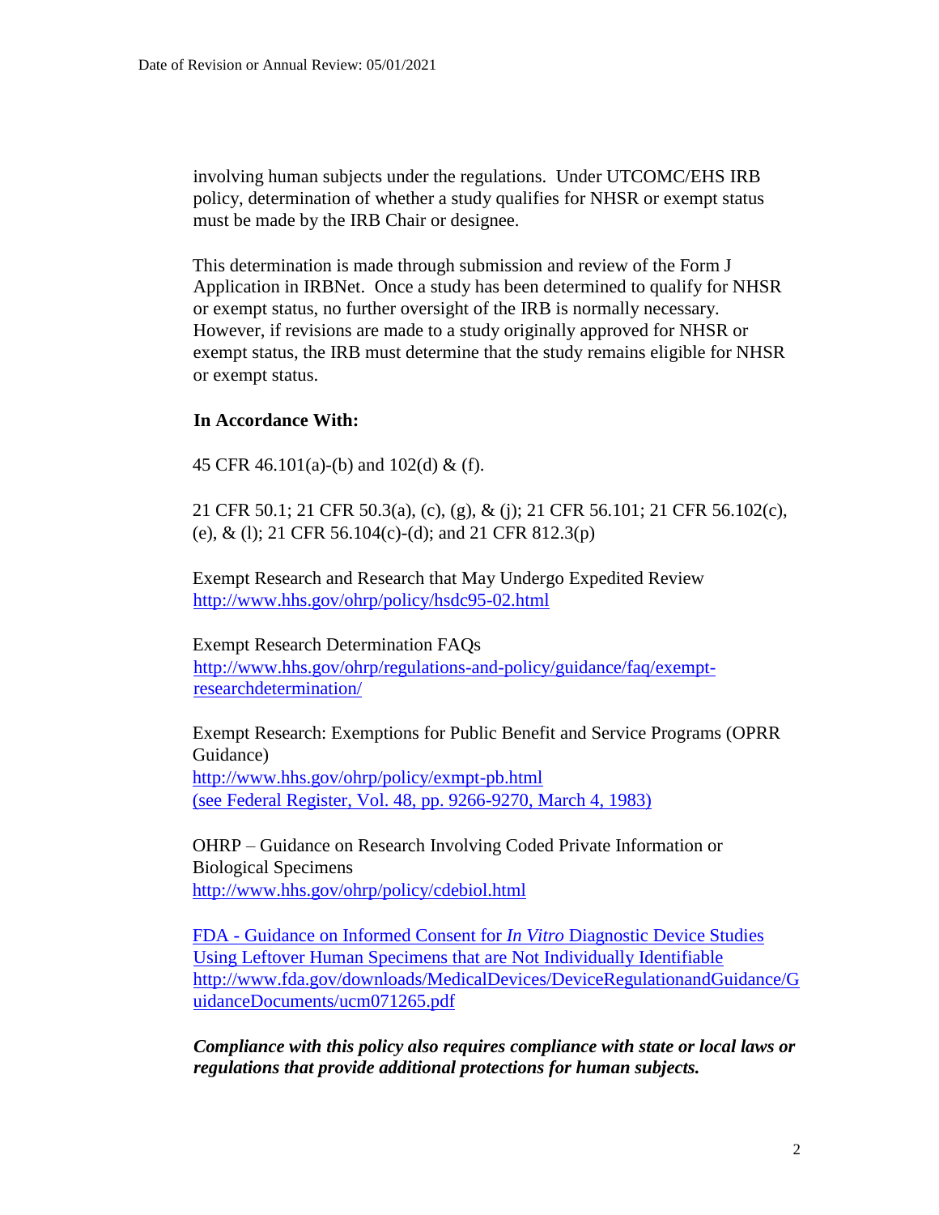involving human subjects under the regulations. Under UTCOMC/EHS IRB policy, determination of whether a study qualifies for NHSR or exempt status must be made by the IRB Chair or designee.

This determination is made through submission and review of the Form J Application in IRBNet. Once a study has been determined to qualify for NHSR or exempt status, no further oversight of the IRB is normally necessary. However, if revisions are made to a study originally approved for NHSR or exempt status, the IRB must determine that the study remains eligible for NHSR or exempt status.

**In Accordance With:**

45 CFR 46.101(a)-(b) and 102(d) & (f).

21 CFR 50.1; 21 CFR 50.3(a), (c), (g), & (j); 21 CFR 56.101; 21 CFR 56.102(c), (e), & (l); 21 CFR 56.104(c)-(d); and 21 CFR 812.3(p)

Exempt Research and Research that May Undergo Expedited Review
[http://www.hhs.gov/ohrp/policy/hsdc95-02.html](http://www.hhs.gov/ohrp/policy/hsdc95-02.html)

Exempt Research Determination FAQs
[http://www.hhs.gov/ohrp/regulations-and-policy/guidance/faq/exempt-researchdetermination/](http://www.hhs.gov/ohrp/regulations-and-policy/guidance/faq/exempt-researchdetermination/)

Exempt Research: Exemptions for Public Benefit and Service Programs (OPRR Guidance)
[http://www.hhs.gov/ohrp/policy/exmpt-pb.html](http://www.hhs.gov/ohrp/policy/exmpt-pb.html)
(see Federal Register, Vol. 48, pp. 9266-9270, March 4, 1983)

OHRP – Guidance on Research Involving Coded Private Information or Biological Specimens
[http://www.hhs.gov/ohrp/policy/cdebiol.html](http://www.hhs.gov/ohrp/policy/cdebiol.html)

FDA - Guidance on Informed Consent for *In Vitro* Diagnostic Device Studies Using Leftover Human Specimens that are Not Individually Identifiable
[http://www.fda.gov/downloads/MedicalDevices/DeviceRegulationandGuidance/GuidanceDocuments/ucm071265.pdf](http://www.fda.gov/downloads/MedicalDevices/DeviceRegulationandGuidance/GuidanceDocuments/ucm071265.pdf)

***Compliance with this policy also requires compliance with state or local laws or regulations that provide additional protections for human subjects.***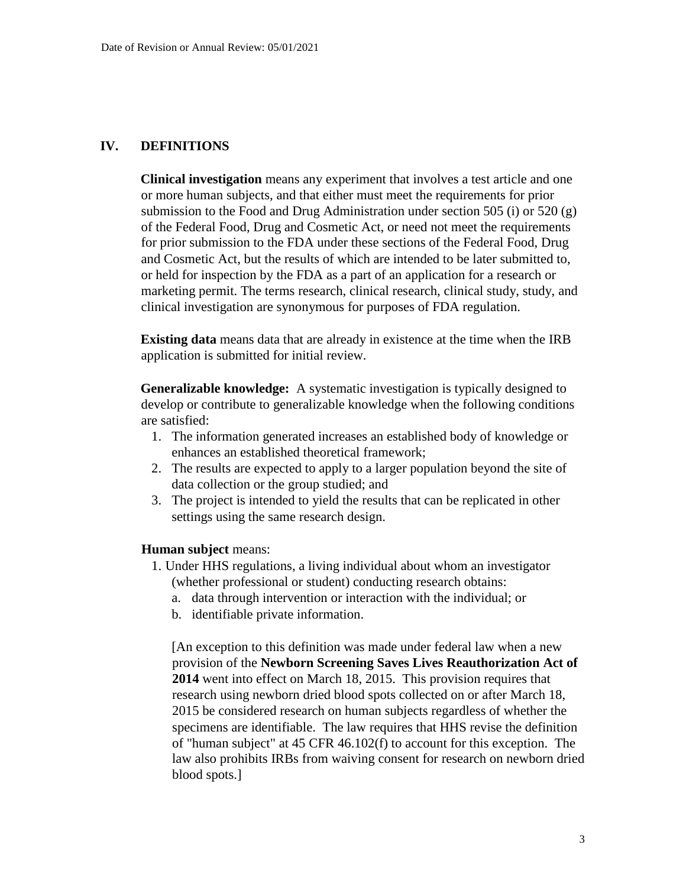## IV. DEFINITIONS

**Clinical investigation** means any experiment that involves a test article and one or more human subjects, and that either must meet the requirements for prior submission to the Food and Drug Administration under section 505 (i) or 520 (g) of the Federal Food, Drug and Cosmetic Act, or need not meet the requirements for prior submission to the FDA under these sections of the Federal Food, Drug and Cosmetic Act, but the results of which are intended to be later submitted to, or held for inspection by the FDA as a part of an application for a research or marketing permit. The terms research, clinical research, clinical study, study, and clinical investigation are synonymous for purposes of FDA regulation.

**Existing data** means data that are already in existence at the time when the IRB application is submitted for initial review.

**Generalizable knowledge:** A systematic investigation is typically designed to develop or contribute to generalizable knowledge when the following conditions are satisfied:

1. The information generated increases an established body of knowledge or enhances an established theoretical framework;
2. The results are expected to apply to a larger population beyond the site of data collection or the group studied; and
3. The project is intended to yield the results that can be replicated in other settings using the same research design.

**Human subject** means:

1. Under HHS regulations, a living individual about whom an investigator (whether professional or student) conducting research obtains:
   a. data through intervention or interaction with the individual; or
   b. identifiable private information.

   [An exception to this definition was made under federal law when a new provision of the **Newborn Screening Saves Lives Reauthorization Act of 2014** went into effect on March 18, 2015. This provision requires that research using newborn dried blood spots collected on or after March 18, 2015 be considered research on human subjects regardless of whether the specimens are identifiable. The law requires that HHS revise the definition of "human subject" at 45 CFR 46.102(f) to account for this exception. The law also prohibits IRBs from waiving consent for research on newborn dried blood spots.]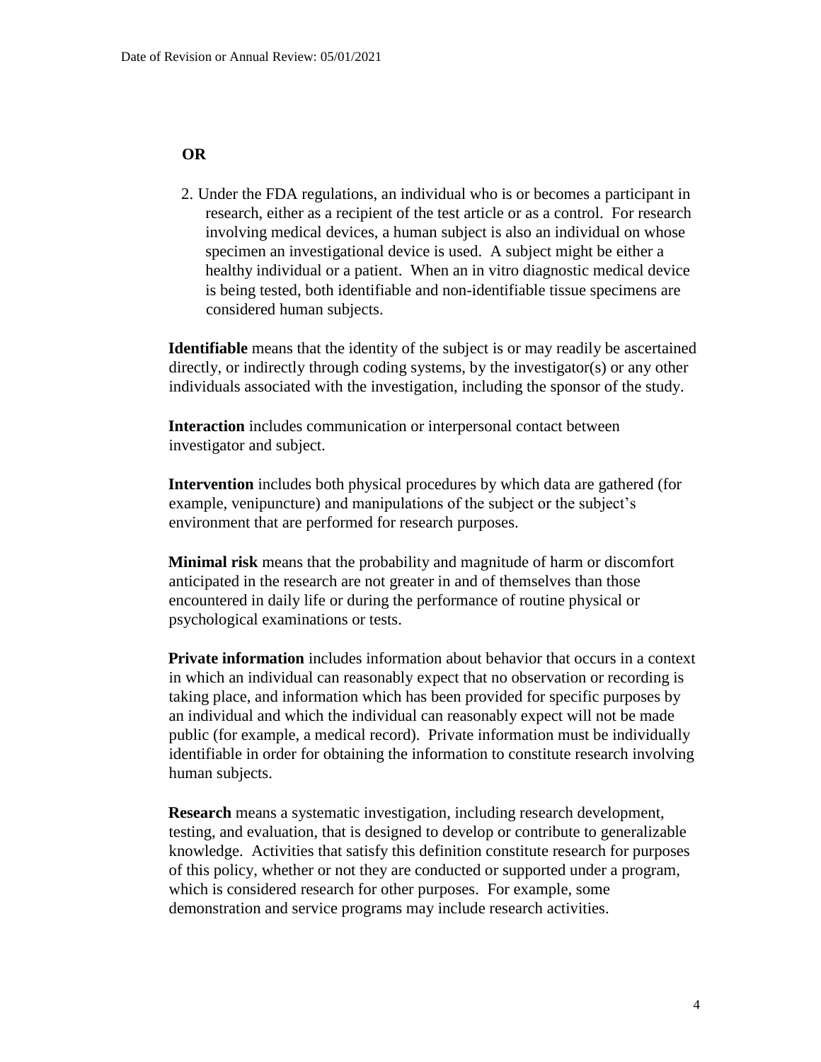**OR**

2. Under the FDA regulations, an individual who is or becomes a participant in research, either as a recipient of the test article or as a control. For research involving medical devices, a human subject is also an individual on whose specimen an investigational device is used. A subject might be either a healthy individual or a patient. When an in vitro diagnostic medical device is being tested, both identifiable and non-identifiable tissue specimens are considered human subjects.

**Identifiable** means that the identity of the subject is or may readily be ascertained directly, or indirectly through coding systems, by the investigator(s) or any other individuals associated with the investigation, including the sponsor of the study.

**Interaction** includes communication or interpersonal contact between investigator and subject.

**Intervention** includes both physical procedures by which data are gathered (for example, venipuncture) and manipulations of the subject or the subject's environment that are performed for research purposes.

**Minimal risk** means that the probability and magnitude of harm or discomfort anticipated in the research are not greater in and of themselves than those encountered in daily life or during the performance of routine physical or psychological examinations or tests.

**Private information** includes information about behavior that occurs in a context in which an individual can reasonably expect that no observation or recording is taking place, and information which has been provided for specific purposes by an individual and which the individual can reasonably expect will not be made public (for example, a medical record). Private information must be individually identifiable in order for obtaining the information to constitute research involving human subjects.

**Research** means a systematic investigation, including research development, testing, and evaluation, that is designed to develop or contribute to generalizable knowledge. Activities that satisfy this definition constitute research for purposes of this policy, whether or not they are conducted or supported under a program, which is considered research for other purposes. For example, some demonstration and service programs may include research activities.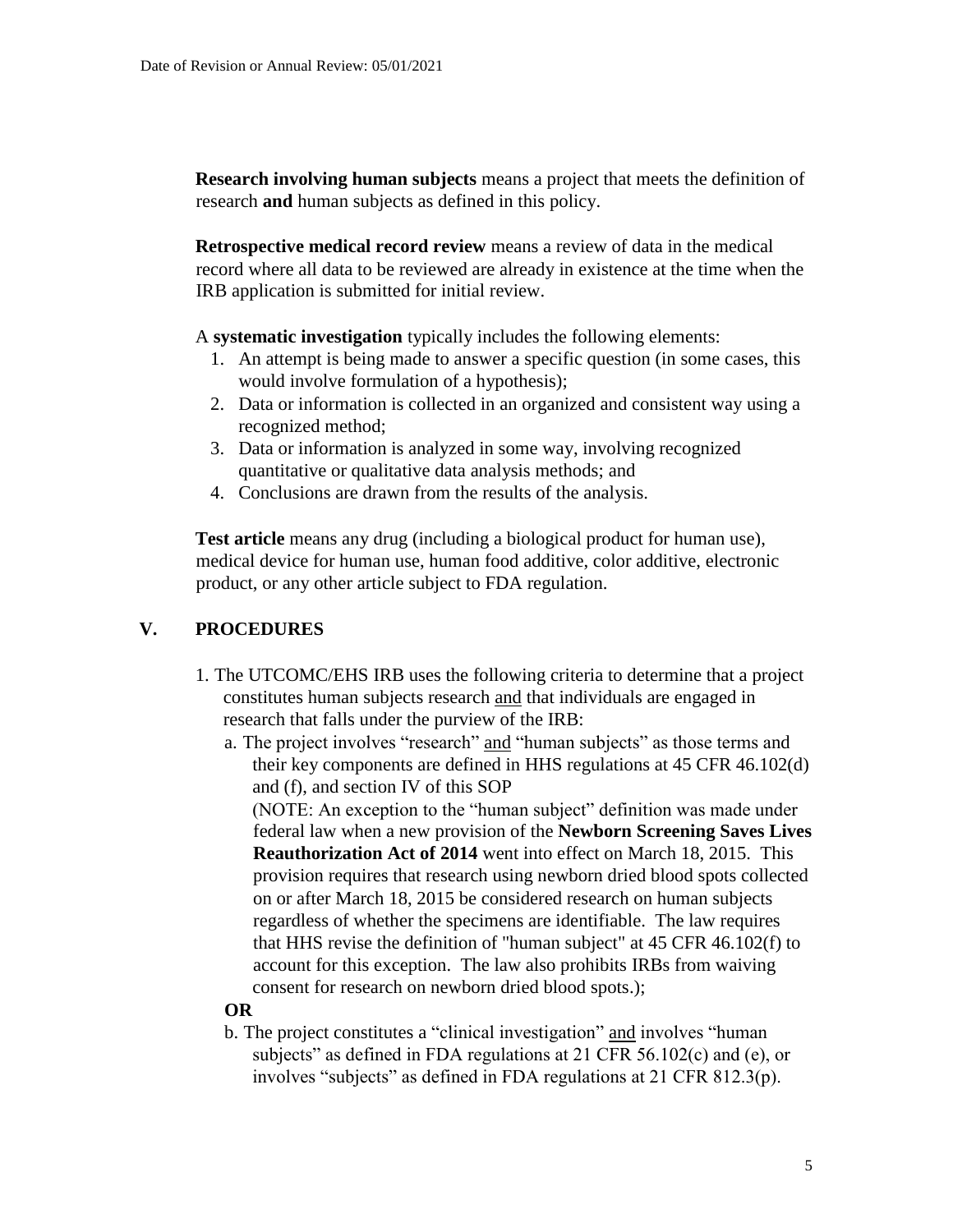**Research involving human subjects** means a project that meets the definition of research **and** human subjects as defined in this policy.

**Retrospective medical record review** means a review of data in the medical record where all data to be reviewed are already in existence at the time when the IRB application is submitted for initial review.

A **systematic investigation** typically includes the following elements:

1. An attempt is being made to answer a specific question (in some cases, this would involve formulation of a hypothesis);
2. Data or information is collected in an organized and consistent way using a recognized method;
3. Data or information is analyzed in some way, involving recognized quantitative or qualitative data analysis methods; and
4. Conclusions are drawn from the results of the analysis.

**Test article** means any drug (including a biological product for human use), medical device for human use, human food additive, color additive, electronic product, or any other article subject to FDA regulation.

## V. PROCEDURES

1. The UTCOMC/EHS IRB uses the following criteria to determine that a project constitutes human subjects research and that individuals are engaged in research that falls under the purview of the IRB:
   a. The project involves "research" and "human subjects" as those terms and their key components are defined in HHS regulations at 45 CFR 46.102(d) and (f), and section IV of this SOP
   (NOTE: An exception to the "human subject" definition was made under federal law when a new provision of the **Newborn Screening Saves Lives Reauthorization Act of 2014** went into effect on March 18, 2015. This provision requires that research using newborn dried blood spots collected on or after March 18, 2015 be considered research on human subjects regardless of whether the specimens are identifiable. The law requires that HHS revise the definition of "human subject" at 45 CFR 46.102(f) to account for this exception. The law also prohibits IRBs from waiving consent for research on newborn dried blood spots.);

   **OR**

   b. The project constitutes a "clinical investigation" and involves "human subjects" as defined in FDA regulations at 21 CFR 56.102(c) and (e), or involves "subjects" as defined in FDA regulations at 21 CFR 812.3(p).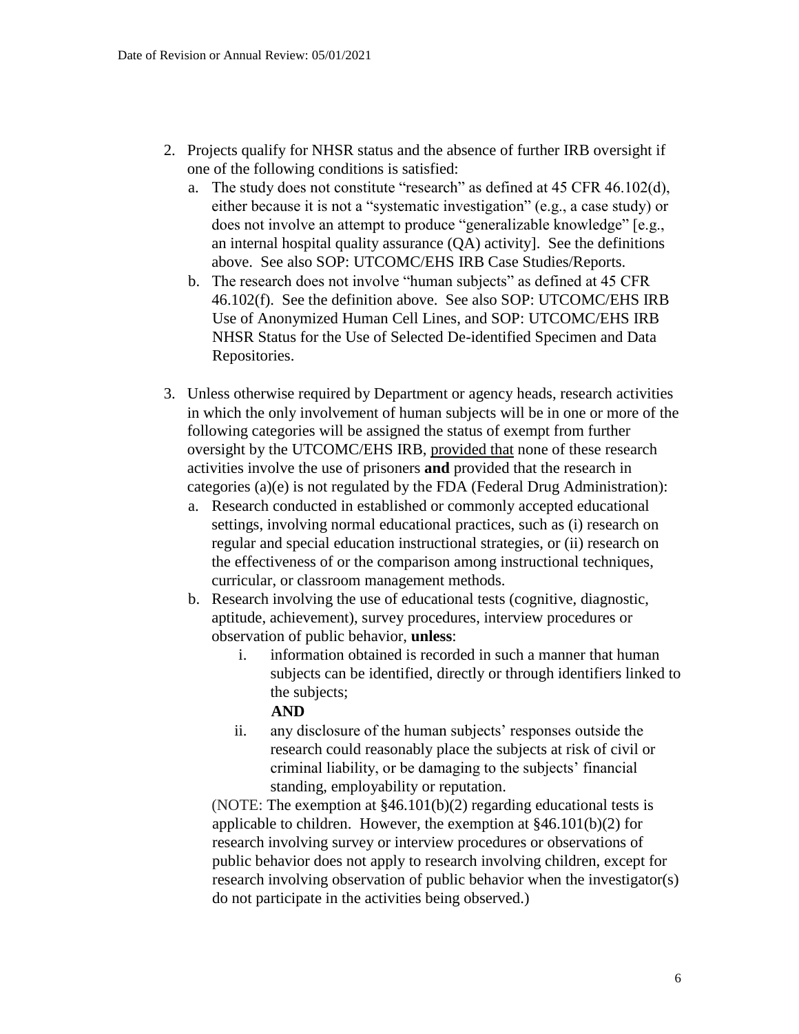2. Projects qualify for NHSR status and the absence of further IRB oversight if one of the following conditions is satisfied:
   a. The study does not constitute "research" as defined at 45 CFR 46.102(d), either because it is not a "systematic investigation" (e.g., a case study) or does not involve an attempt to produce "generalizable knowledge" [e.g., an internal hospital quality assurance (QA) activity]. See the definitions above. See also SOP: UTCOMC/EHS IRB Case Studies/Reports.
   b. The research does not involve "human subjects" as defined at 45 CFR 46.102(f). See the definition above. See also SOP: UTCOMC/EHS IRB Use of Anonymized Human Cell Lines, and SOP: UTCOMC/EHS IRB NHSR Status for the Use of Selected De-identified Specimen and Data Repositories.

3. Unless otherwise required by Department or agency heads, research activities in which the only involvement of human subjects will be in one or more of the following categories will be assigned the status of exempt from further oversight by the UTCOMC/EHS IRB, <u>provided that</u> none of these research activities involve the use of prisoners **and** provided that the research in categories (a)(e) is not regulated by the FDA (Federal Drug Administration):
   a. Research conducted in established or commonly accepted educational settings, involving normal educational practices, such as (i) research on regular and special education instructional strategies, or (ii) research on the effectiveness of or the comparison among instructional techniques, curricular, or classroom management methods.
   b. Research involving the use of educational tests (cognitive, diagnostic, aptitude, achievement), survey procedures, interview procedures or observation of public behavior, **unless**:
      i. information obtained is recorded in such a manner that human subjects can be identified, directly or through identifiers linked to the subjects;

         **AND**

      ii. any disclosure of the human subjects' responses outside the research could reasonably place the subjects at risk of civil or criminal liability, or be damaging to the subjects' financial standing, employability or reputation.

   (NOTE: The exemption at §46.101(b)(2) regarding educational tests is applicable to children. However, the exemption at §46.101(b)(2) for research involving survey or interview procedures or observations of public behavior does not apply to research involving children, except for research involving observation of public behavior when the investigator(s) do not participate in the activities being observed.)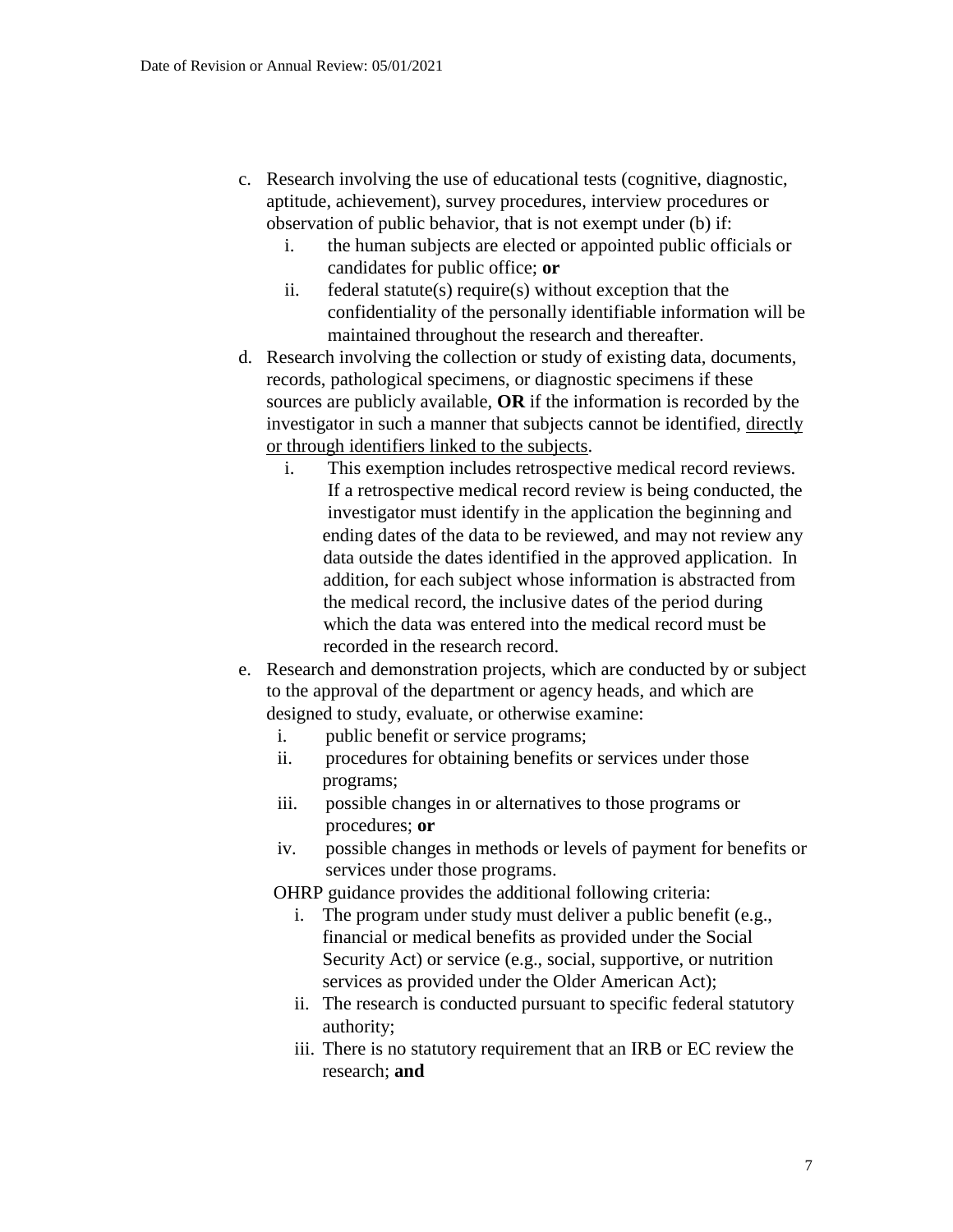c. Research involving the use of educational tests (cognitive, diagnostic, aptitude, achievement), survey procedures, interview procedures or observation of public behavior, that is not exempt under (b) if:
   i. the human subjects are elected or appointed public officials or candidates for public office; **or**
   ii. federal statute(s) require(s) without exception that the confidentiality of the personally identifiable information will be maintained throughout the research and thereafter.

d. Research involving the collection or study of existing data, documents, records, pathological specimens, or diagnostic specimens if these sources are publicly available, **OR** if the information is recorded by the investigator in such a manner that subjects cannot be identified, <u>directly or through identifiers linked to the subjects</u>.
   i. This exemption includes retrospective medical record reviews. If a retrospective medical record review is being conducted, the investigator must identify in the application the beginning and ending dates of the data to be reviewed, and may not review any data outside the dates identified in the approved application. In addition, for each subject whose information is abstracted from the medical record, the inclusive dates of the period during which the data was entered into the medical record must be recorded in the research record.

e. Research and demonstration projects, which are conducted by or subject to the approval of the department or agency heads, and which are designed to study, evaluate, or otherwise examine:
   i. public benefit or service programs;
   ii. procedures for obtaining benefits or services under those programs;
   iii. possible changes in or alternatives to those programs or procedures; **or**
   iv. possible changes in methods or levels of payment for benefits or services under those programs.

   OHRP guidance provides the additional following criteria:
   i. The program under study must deliver a public benefit (e.g., financial or medical benefits as provided under the Social Security Act) or service (e.g., social, supportive, or nutrition services as provided under the Older American Act);
   ii. The research is conducted pursuant to specific federal statutory authority;
   iii. There is no statutory requirement that an IRB or EC review the research; **and**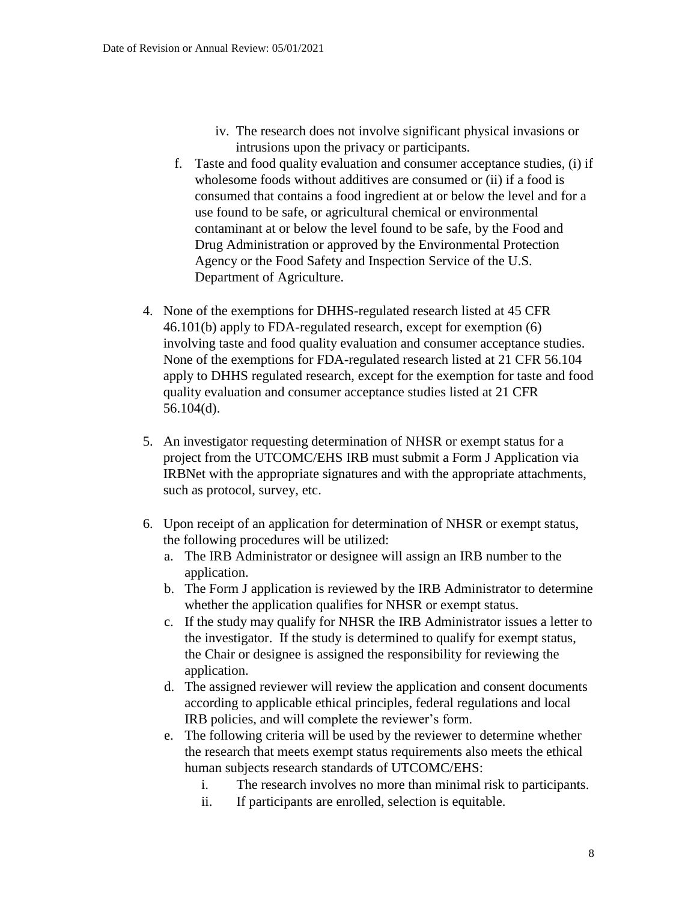iv. The research does not involve significant physical invasions or intrusions upon the privacy or participants.

f. Taste and food quality evaluation and consumer acceptance studies, (i) if wholesome foods without additives are consumed or (ii) if a food is consumed that contains a food ingredient at or below the level and for a use found to be safe, or agricultural chemical or environmental contaminant at or below the level found to be safe, by the Food and Drug Administration or approved by the Environmental Protection Agency or the Food Safety and Inspection Service of the U.S. Department of Agriculture.

4. None of the exemptions for DHHS-regulated research listed at 45 CFR 46.101(b) apply to FDA-regulated research, except for exemption (6) involving taste and food quality evaluation and consumer acceptance studies. None of the exemptions for FDA-regulated research listed at 21 CFR 56.104 apply to DHHS regulated research, except for the exemption for taste and food quality evaluation and consumer acceptance studies listed at 21 CFR 56.104(d).

5. An investigator requesting determination of NHSR or exempt status for a project from the UTCOMC/EHS IRB must submit a Form J Application via IRBNet with the appropriate signatures and with the appropriate attachments, such as protocol, survey, etc.

6. Upon receipt of an application for determination of NHSR or exempt status, the following procedures will be utilized:
   a. The IRB Administrator or designee will assign an IRB number to the application.
   b. The Form J application is reviewed by the IRB Administrator to determine whether the application qualifies for NHSR or exempt status.
   c. If the study may qualify for NHSR the IRB Administrator issues a letter to the investigator. If the study is determined to qualify for exempt status, the Chair or designee is assigned the responsibility for reviewing the application.
   d. The assigned reviewer will review the application and consent documents according to applicable ethical principles, federal regulations and local IRB policies, and will complete the reviewer's form.
   e. The following criteria will be used by the reviewer to determine whether the research that meets exempt status requirements also meets the ethical human subjects research standards of UTCOMC/EHS:
      i. The research involves no more than minimal risk to participants.
      ii. If participants are enrolled, selection is equitable.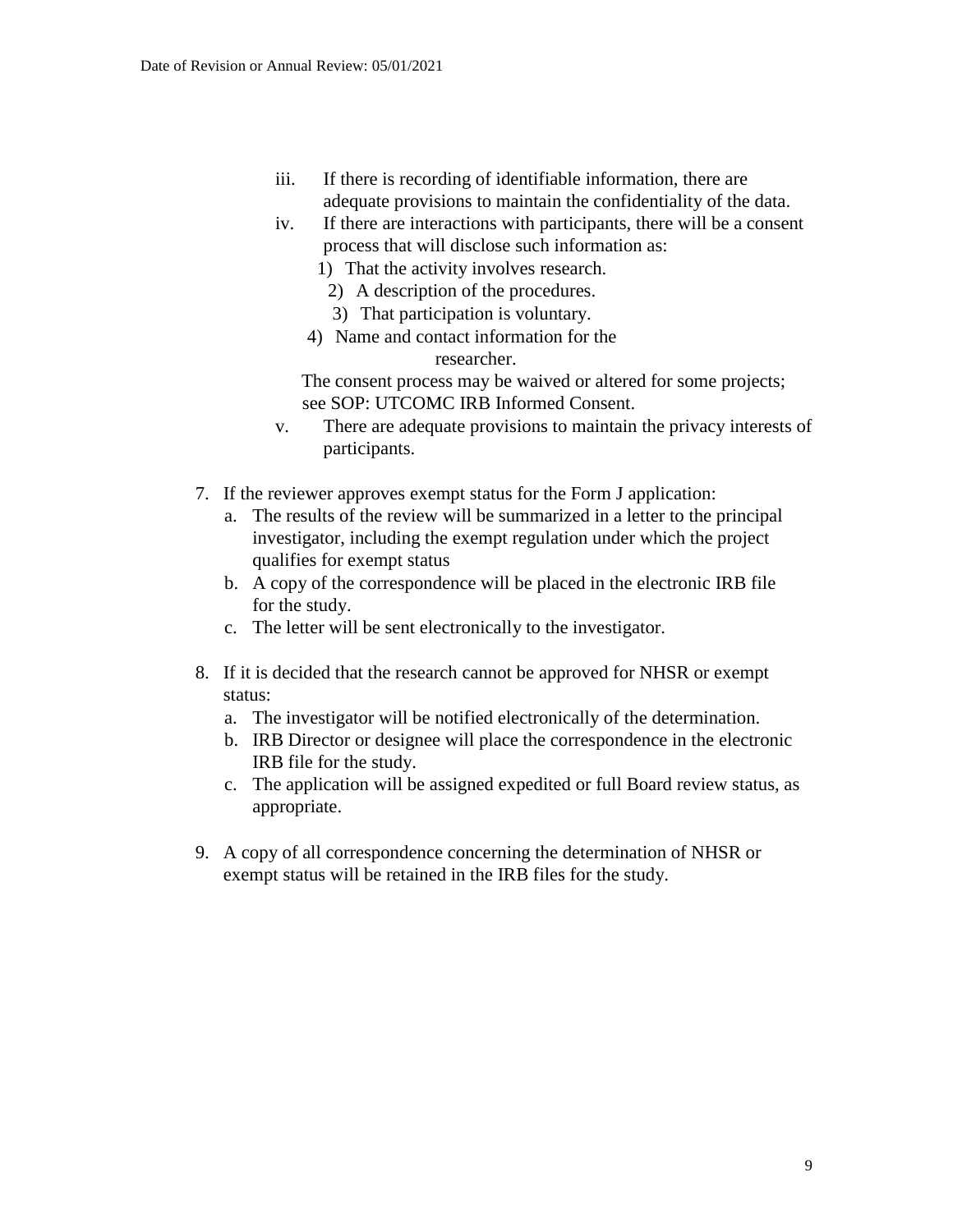iii. If there is recording of identifiable information, there are adequate provisions to maintain the confidentiality of the data.

iv. If there are interactions with participants, there will be a consent process that will disclose such information as:

1) That the activity involves research.
2) A description of the procedures.
3) That participation is voluntary.
4) Name and contact information for the researcher.

The consent process may be waived or altered for some projects; see SOP: UTCOMC IRB Informed Consent.

v. There are adequate provisions to maintain the privacy interests of participants.

7. If the reviewer approves exempt status for the Form J application:
   a. The results of the review will be summarized in a letter to the principal investigator, including the exempt regulation under which the project qualifies for exempt status
   b. A copy of the correspondence will be placed in the electronic IRB file for the study.
   c. The letter will be sent electronically to the investigator.

8. If it is decided that the research cannot be approved for NHSR or exempt status:
   a. The investigator will be notified electronically of the determination.
   b. IRB Director or designee will place the correspondence in the electronic IRB file for the study.
   c. The application will be assigned expedited or full Board review status, as appropriate.

9. A copy of all correspondence concerning the determination of NHSR or exempt status will be retained in the IRB files for the study.